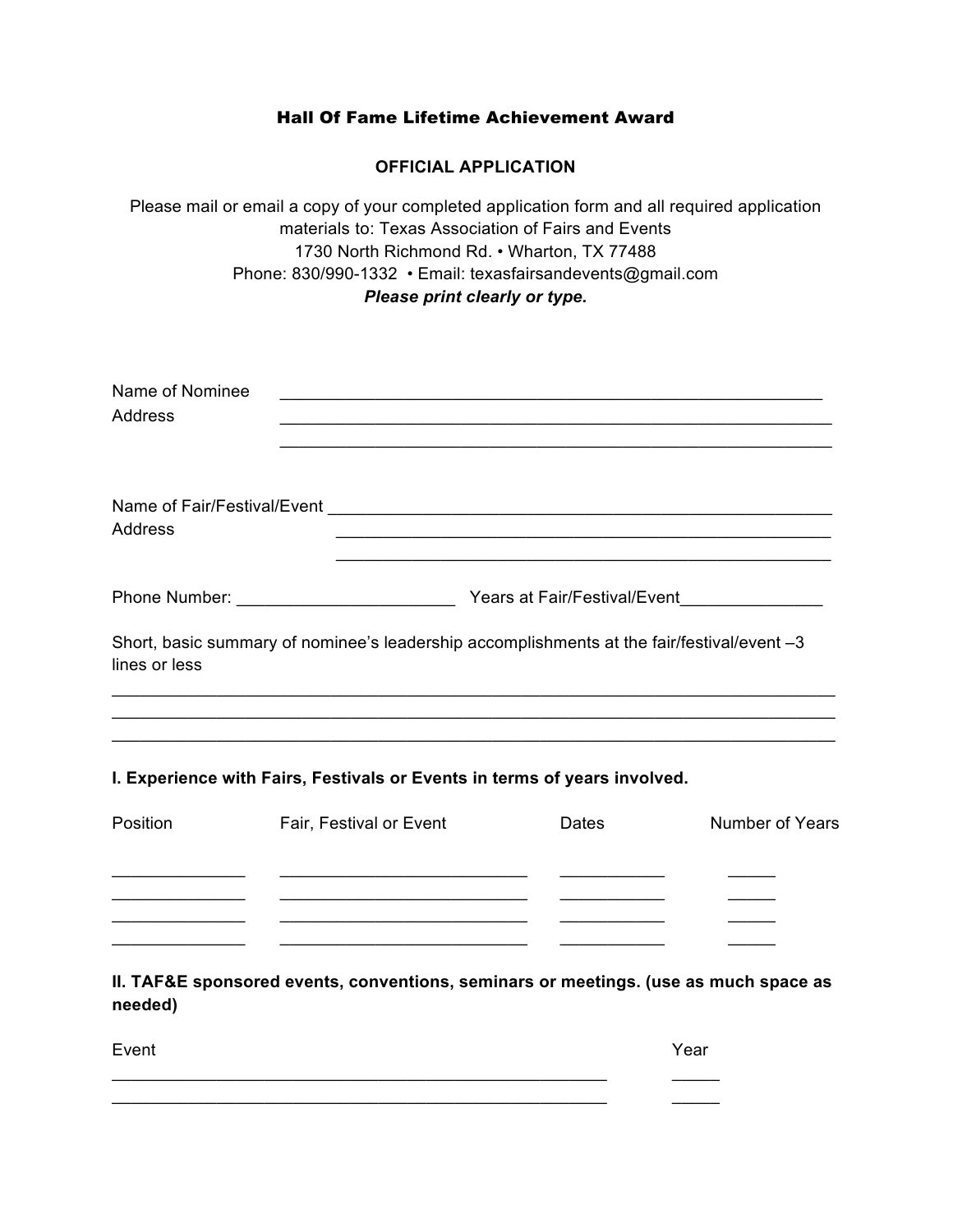# Hall Of Fame Lifetime Achievement Award

## OFFICIAL APPLICATION

Please mail or email a copy of your completed application form and all required application materials to: Texas Association of Fairs and Events
1730 North Richmond Rd. • Wharton, TX 77488
Phone: 830/990-1332 • Email: texasfairsandevents@gmail.com
***Please print clearly or type.***

Name of Nominee ____________________________________________________________

Address ____________________________________________________________

____________________________________________________________

Name of Fair/Festival/Event ____________________________________________________

Address ____________________________________________________

____________________________________________________

Phone Number: ______________________ Years at Fair/Festival/Event_______________

Short, basic summary of nominee's leadership accomplishments at the fair/festival/event –3 lines or less

________________________________________________________________________________

________________________________________________________________________________

________________________________________________________________________________

**I. Experience with Fairs, Festivals or Events in terms of years involved.**

| Position | Fair, Festival or Event | Dates | Number of Years |
|---|---|---|---|
| ______________ | ___________________________ | ___________ | _____ |
| ______________ | ___________________________ | ___________ | _____ |
| ______________ | ___________________________ | ___________ | _____ |
| ______________ | ___________________________ | ___________ | _____ |

**II. TAF&E sponsored events, conventions, seminars or meetings. (use as much space as needed)**

| Event | Year |
|---|---|
| _______________________________________________________ | _____ |
| _______________________________________________________ | _____ |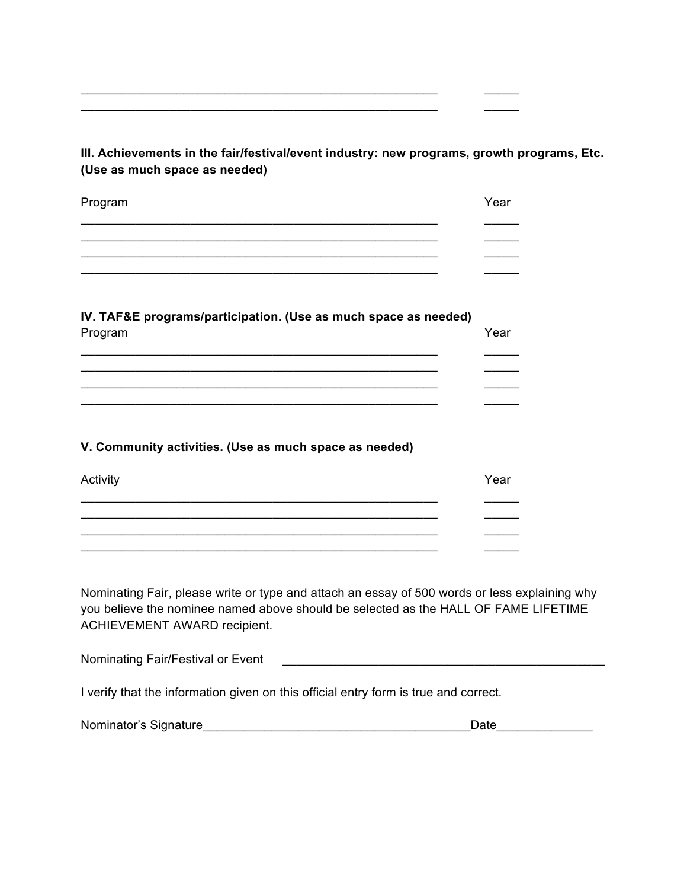_______________________________________________________ _____
_______________________________________________________ _____

**III. Achievements in the fair/festival/event industry: new programs, growth programs, Etc. (Use as much space as needed)**

| Program | Year |
|---|---|
| _______________________________________________________ | _____ |
| _______________________________________________________ | _____ |
| _______________________________________________________ | _____ |
| _______________________________________________________ | _____ |

**IV. TAF&E programs/participation. (Use as much space as needed)**

| Program | Year |
|---|---|
| _______________________________________________________ | _____ |
| _______________________________________________________ | _____ |
| _______________________________________________________ | _____ |
| _______________________________________________________ | _____ |

**V. Community activities. (Use as much space as needed)**

| Activity | Year |
|---|---|
| _______________________________________________________ | _____ |
| _______________________________________________________ | _____ |
| _______________________________________________________ | _____ |
| _______________________________________________________ | _____ |

Nominating Fair, please write or type and attach an essay of 500 words or less explaining why you believe the nominee named above should be selected as the HALL OF FAME LIFETIME ACHIEVEMENT AWARD recipient.

Nominating Fair/Festival or Event _______________________________________________

I verify that the information given on this official entry form is true and correct.

Nominator's Signature_________________________________________Date_____________